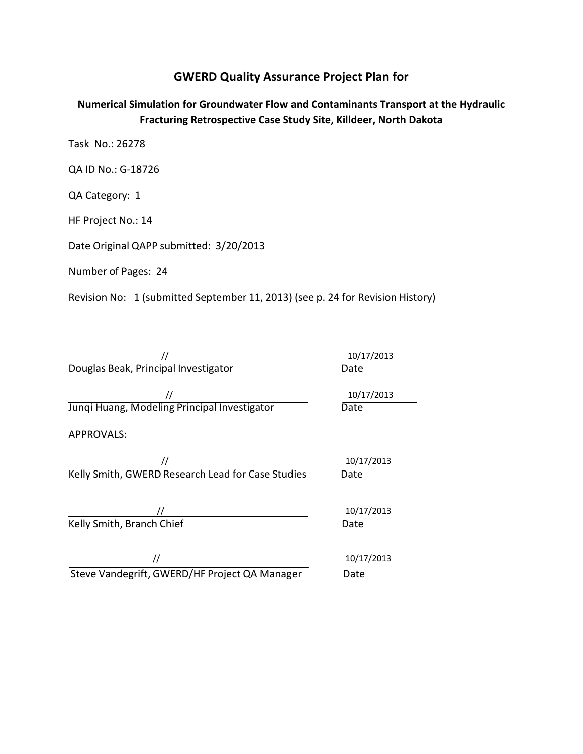# GWERD Quality Assurance Project Plan for

## Numerical Simulation for Groundwater Flow and Contaminants Transport at the Hydraulic Fracturing Retrospective Case Study Site, Killdeer, North Dakota

Task No.: 26278

QA ID No.: G-18726

QA Category: 1

HF Project No.: 14

Date Original QAPP submitted: 3/20/2013

Number of Pages: 24

Revision No: 1 (submitted September 11, 2013) (see p. 24 for Revision History)

| | |
|---|---|
| // | 10/17/2013 |
| Douglas Beak, Principal Investigator | Date |
| // | 10/17/2013 |
| Junqi Huang, Modeling Principal Investigator | Date |

APPROVALS:

| | |
|---|---|
| // | 10/17/2013 |
| Kelly Smith, GWERD Research Lead for Case Studies | Date |
| // | 10/17/2013 |
| Kelly Smith, Branch Chief | Date |
| // | 10/17/2013 |
| Steve Vandegrift, GWERD/HF Project QA Manager | Date |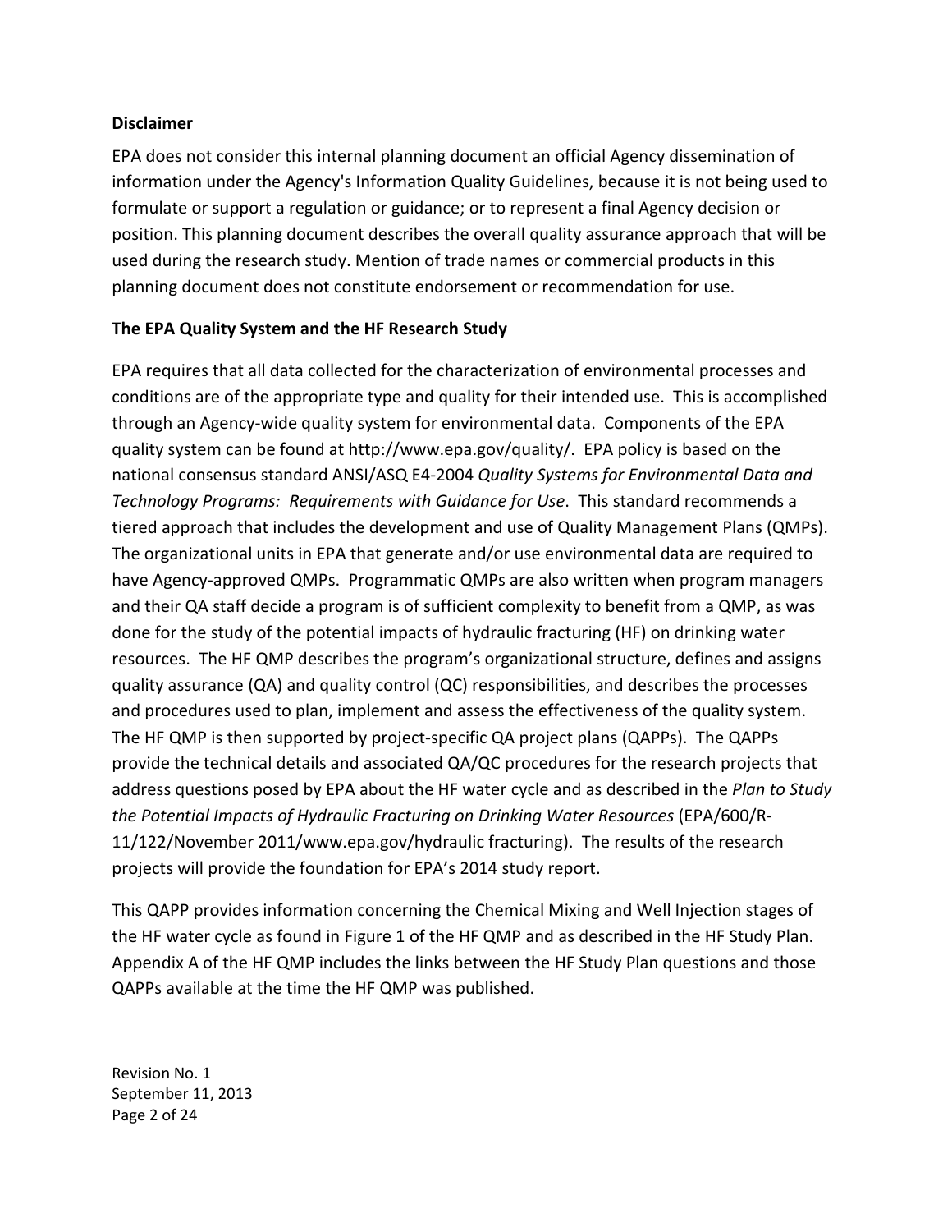**Disclaimer**

EPA does not consider this internal planning document an official Agency dissemination of information under the Agency's Information Quality Guidelines, because it is not being used to formulate or support a regulation or guidance; or to represent a final Agency decision or position. This planning document describes the overall quality assurance approach that will be used during the research study. Mention of trade names or commercial products in this planning document does not constitute endorsement or recommendation for use.

**The EPA Quality System and the HF Research Study**

EPA requires that all data collected for the characterization of environmental processes and conditions are of the appropriate type and quality for their intended use. This is accomplished through an Agency-wide quality system for environmental data. Components of the EPA quality system can be found at http://www.epa.gov/quality/. EPA policy is based on the national consensus standard ANSI/ASQ E4-2004 *Quality Systems for Environmental Data and Technology Programs: Requirements with Guidance for Use*. This standard recommends a tiered approach that includes the development and use of Quality Management Plans (QMPs). The organizational units in EPA that generate and/or use environmental data are required to have Agency-approved QMPs. Programmatic QMPs are also written when program managers and their QA staff decide a program is of sufficient complexity to benefit from a QMP, as was done for the study of the potential impacts of hydraulic fracturing (HF) on drinking water resources. The HF QMP describes the program's organizational structure, defines and assigns quality assurance (QA) and quality control (QC) responsibilities, and describes the processes and procedures used to plan, implement and assess the effectiveness of the quality system. The HF QMP is then supported by project-specific QA project plans (QAPPs). The QAPPs provide the technical details and associated QA/QC procedures for the research projects that address questions posed by EPA about the HF water cycle and as described in the *Plan to Study the Potential Impacts of Hydraulic Fracturing on Drinking Water Resources* (EPA/600/R-11/122/November 2011/www.epa.gov/hydraulic fracturing). The results of the research projects will provide the foundation for EPA's 2014 study report.

This QAPP provides information concerning the Chemical Mixing and Well Injection stages of the HF water cycle as found in Figure 1 of the HF QMP and as described in the HF Study Plan. Appendix A of the HF QMP includes the links between the HF Study Plan questions and those QAPPs available at the time the HF QMP was published.

Revision No. 1
September 11, 2013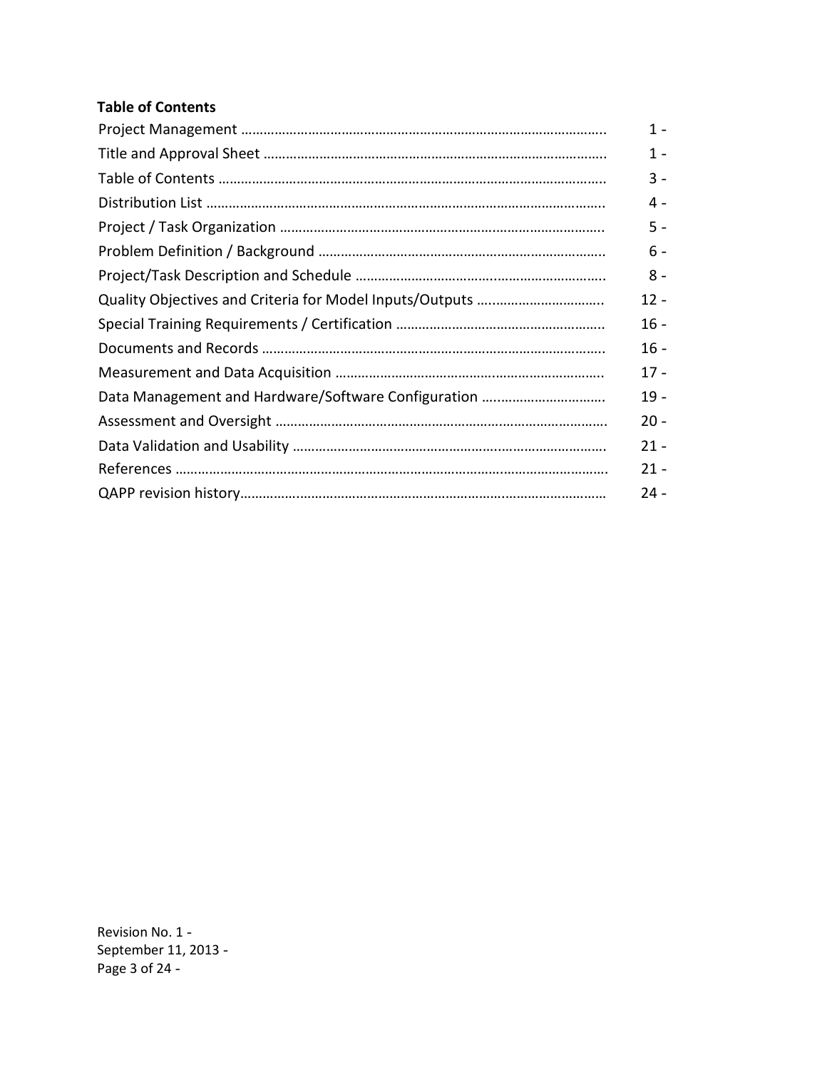**Table of Contents**

| | |
|---|---|
| Project Management | 1 - |
| Title and Approval Sheet | 1 - |
| Table of Contents | 3 - |
| Distribution List | 4 - |
| Project / Task Organization | 5 - |
| Problem Definition / Background | 6 - |
| Project/Task Description and Schedule | 8 - |
| Quality Objectives and Criteria for Model Inputs/Outputs | 12 - |
| Special Training Requirements / Certification | 16 - |
| Documents and Records | 16 - |
| Measurement and Data Acquisition | 17 - |
| Data Management and Hardware/Software Configuration | 19 - |
| Assessment and Oversight | 20 - |
| Data Validation and Usability | 21 - |
| References | 21 - |
| QAPP revision history | 24 - |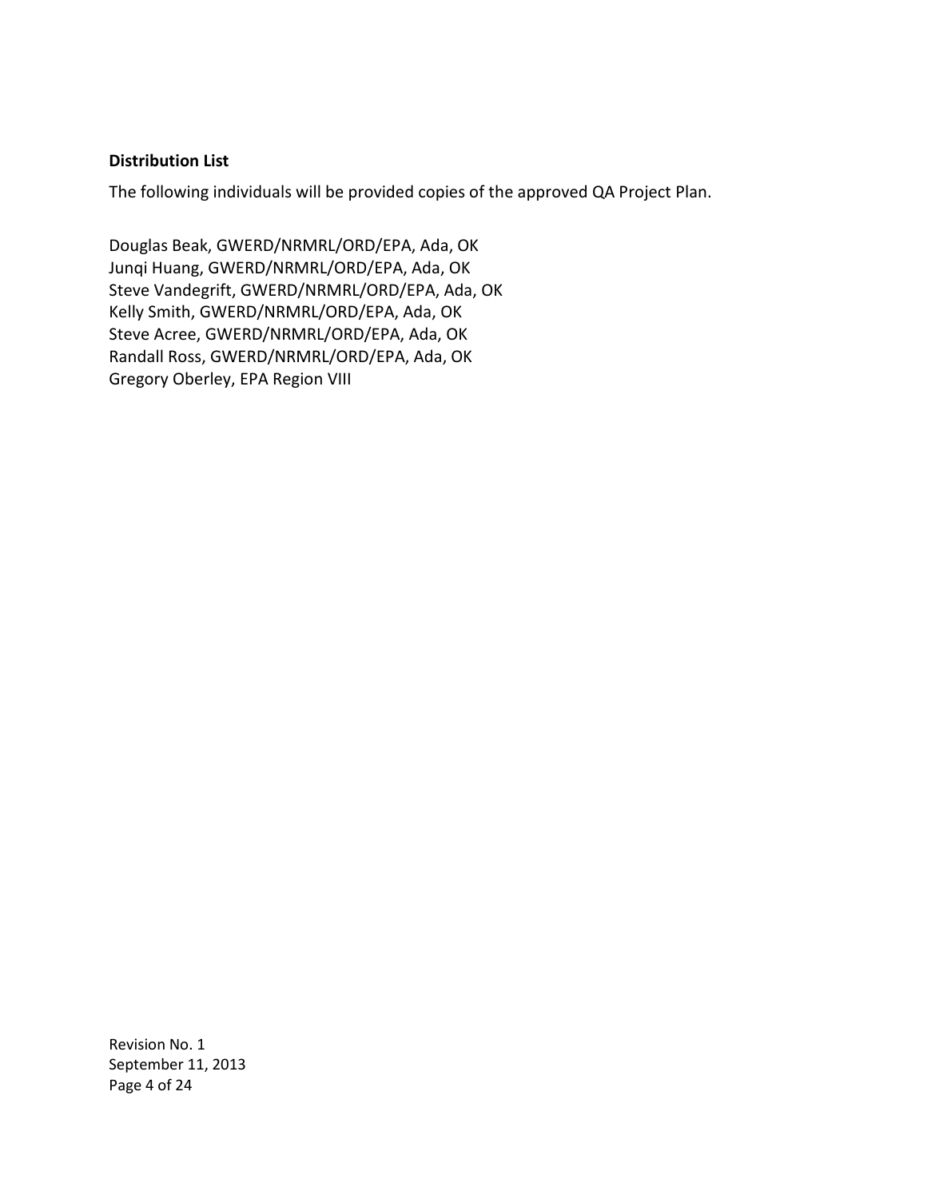**Distribution List**

The following individuals will be provided copies of the approved QA Project Plan.

Douglas Beak, GWERD/NRMRL/ORD/EPA, Ada, OK
Junqi Huang, GWERD/NRMRL/ORD/EPA, Ada, OK
Steve Vandegrift, GWERD/NRMRL/ORD/EPA, Ada, OK
Kelly Smith, GWERD/NRMRL/ORD/EPA, Ada, OK
Steve Acree, GWERD/NRMRL/ORD/EPA, Ada, OK
Randall Ross, GWERD/NRMRL/ORD/EPA, Ada, OK
Gregory Oberley, EPA Region VIII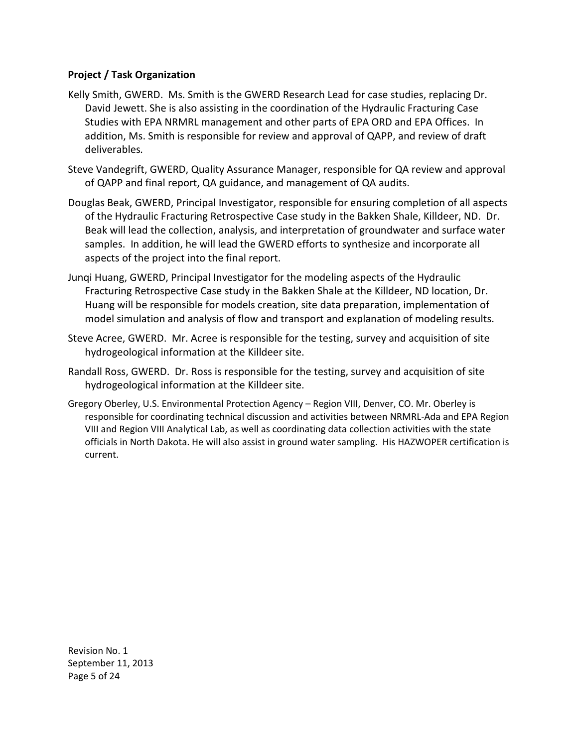**Project / Task Organization**

Kelly Smith, GWERD. Ms. Smith is the GWERD Research Lead for case studies, replacing Dr. David Jewett. She is also assisting in the coordination of the Hydraulic Fracturing Case Studies with EPA NRMRL management and other parts of EPA ORD and EPA Offices. In addition, Ms. Smith is responsible for review and approval of QAPP, and review of draft deliverables.

Steve Vandegrift, GWERD, Quality Assurance Manager, responsible for QA review and approval of QAPP and final report, QA guidance, and management of QA audits.

Douglas Beak, GWERD, Principal Investigator, responsible for ensuring completion of all aspects of the Hydraulic Fracturing Retrospective Case study in the Bakken Shale, Killdeer, ND. Dr. Beak will lead the collection, analysis, and interpretation of groundwater and surface water samples. In addition, he will lead the GWERD efforts to synthesize and incorporate all aspects of the project into the final report.

Junqi Huang, GWERD, Principal Investigator for the modeling aspects of the Hydraulic Fracturing Retrospective Case study in the Bakken Shale at the Killdeer, ND location, Dr. Huang will be responsible for models creation, site data preparation, implementation of model simulation and analysis of flow and transport and explanation of modeling results.

Steve Acree, GWERD. Mr. Acree is responsible for the testing, survey and acquisition of site hydrogeological information at the Killdeer site.

Randall Ross, GWERD. Dr. Ross is responsible for the testing, survey and acquisition of site hydrogeological information at the Killdeer site.

Gregory Oberley, U.S. Environmental Protection Agency – Region VIII, Denver, CO. Mr. Oberley is responsible for coordinating technical discussion and activities between NRMRL-Ada and EPA Region VIII and Region VIII Analytical Lab, as well as coordinating data collection activities with the state officials in North Dakota. He will also assist in ground water sampling. His HAZWOPER certification is current.

Revision No. 1
September 11, 2013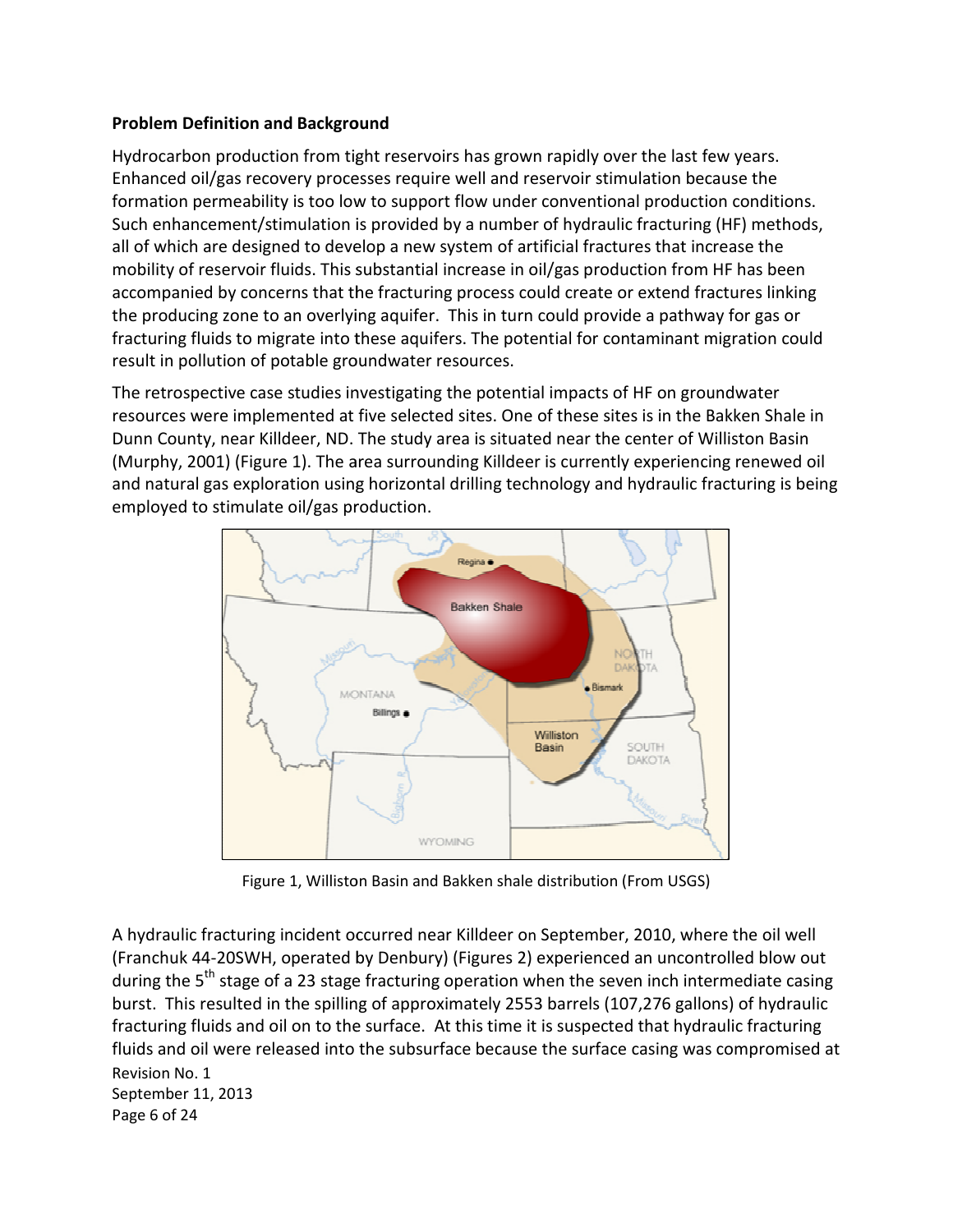**Problem Definition and Background**

Hydrocarbon production from tight reservoirs has grown rapidly over the last few years. Enhanced oil/gas recovery processes require well and reservoir stimulation because the formation permeability is too low to support flow under conventional production conditions. Such enhancement/stimulation is provided by a number of hydraulic fracturing (HF) methods, all of which are designed to develop a new system of artificial fractures that increase the mobility of reservoir fluids. This substantial increase in oil/gas production from HF has been accompanied by concerns that the fracturing process could create or extend fractures linking the producing zone to an overlying aquifer. This in turn could provide a pathway for gas or fracturing fluids to migrate into these aquifers. The potential for contaminant migration could result in pollution of potable groundwater resources.

The retrospective case studies investigating the potential impacts of HF on groundwater resources were implemented at five selected sites. One of these sites is in the Bakken Shale in Dunn County, near Killdeer, ND. The study area is situated near the center of Williston Basin (Murphy, 2001) (Figure 1). The area surrounding Killdeer is currently experiencing renewed oil and natural gas exploration using horizontal drilling technology and hydraulic fracturing is being employed to stimulate oil/gas production.

Figure 1, Williston Basin and Bakken shale distribution (From USGS)

A hydraulic fracturing incident occurred near Killdeer on September, 2010, where the oil well (Franchuk 44-20SWH, operated by Denbury) (Figures 2) experienced an uncontrolled blow out during the 5th stage of a 23 stage fracturing operation when the seven inch intermediate casing burst. This resulted in the spilling of approximately 2553 barrels (107,276 gallons) of hydraulic fracturing fluids and oil on to the surface. At this time it is suspected that hydraulic fracturing fluids and oil were released into the subsurface because the surface casing was compromised at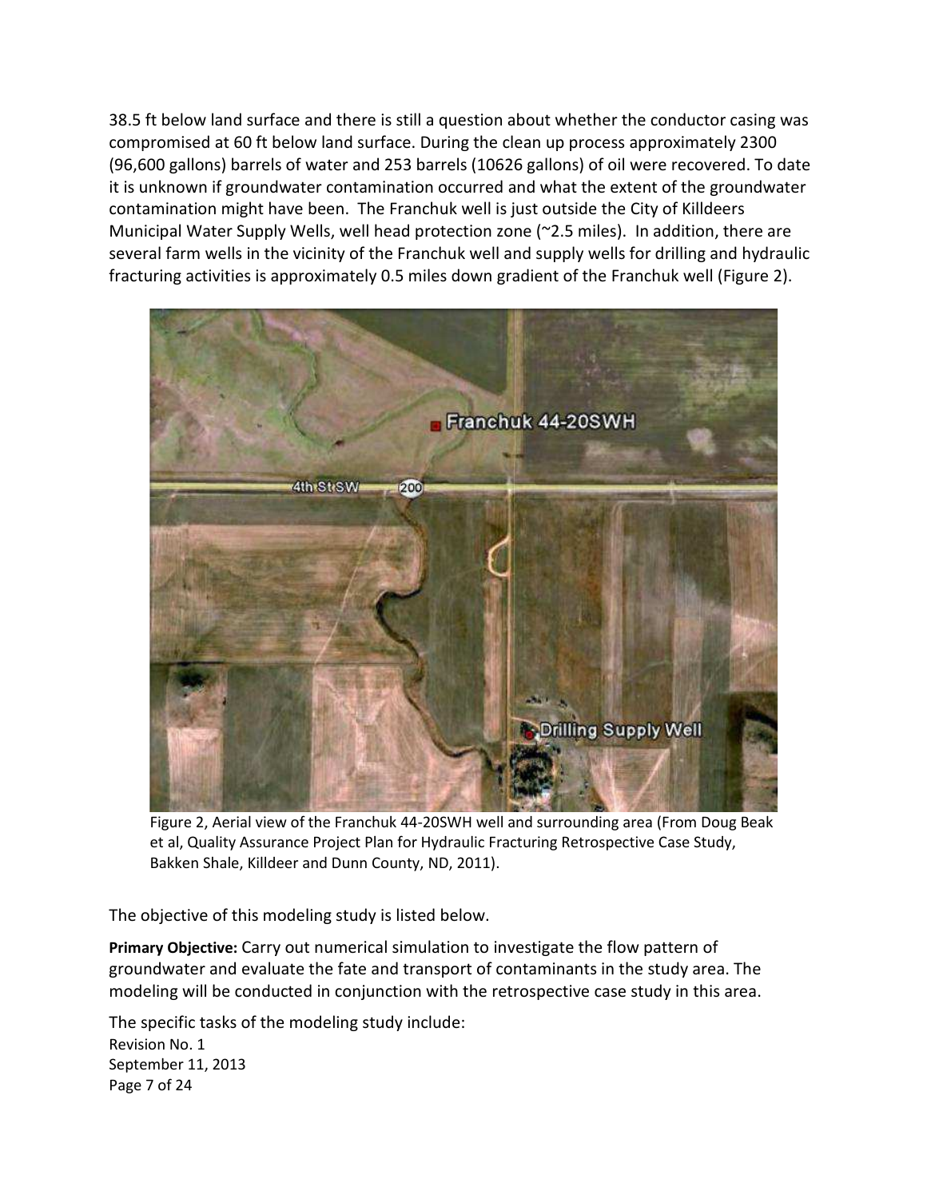38.5 ft below land surface and there is still a question about whether the conductor casing was compromised at 60 ft below land surface. During the clean up process approximately 2300 (96,600 gallons) barrels of water and 253 barrels (10626 gallons) of oil were recovered. To date it is unknown if groundwater contamination occurred and what the extent of the groundwater contamination might have been. The Franchuk well is just outside the City of Killdeers Municipal Water Supply Wells, well head protection zone (~2.5 miles). In addition, there are several farm wells in the vicinity of the Franchuk well and supply wells for drilling and hydraulic fracturing activities is approximately 0.5 miles down gradient of the Franchuk well (Figure 2).

Figure 2, Aerial view of the Franchuk 44-20SWH well and surrounding area (From Doug Beak et al, Quality Assurance Project Plan for Hydraulic Fracturing Retrospective Case Study, Bakken Shale, Killdeer and Dunn County, ND, 2011).

The objective of this modeling study is listed below.

**Primary Objective:** Carry out numerical simulation to investigate the flow pattern of groundwater and evaluate the fate and transport of contaminants in the study area. The modeling will be conducted in conjunction with the retrospective case study in this area.

The specific tasks of the modeling study include: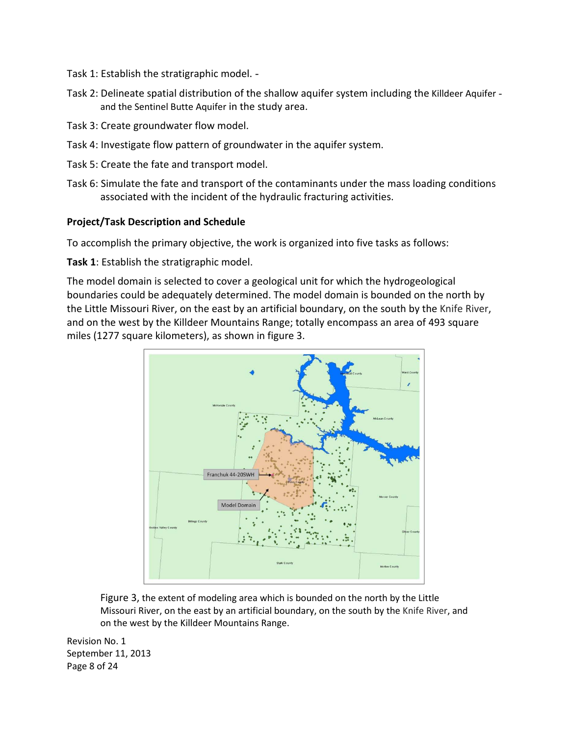Task 1: Establish the stratigraphic model. -

Task 2: Delineate spatial distribution of the shallow aquifer system including the Killdeer Aquifer - and the Sentinel Butte Aquifer in the study area.

Task 3: Create groundwater flow model.

Task 4: Investigate flow pattern of groundwater in the aquifer system.

Task 5: Create the fate and transport model.

Task 6: Simulate the fate and transport of the contaminants under the mass loading conditions associated with the incident of the hydraulic fracturing activities.

**Project/Task Description and Schedule**

To accomplish the primary objective, the work is organized into five tasks as follows:

**Task 1**: Establish the stratigraphic model.

The model domain is selected to cover a geological unit for which the hydrogeological boundaries could be adequately determined. The model domain is bounded on the north by the Little Missouri River, on the east by an artificial boundary, on the south by the Knife River, and on the west by the Killdeer Mountains Range; totally encompass an area of 493 square miles (1277 square kilometers), as shown in figure 3.

Figure 3, the extent of modeling area which is bounded on the north by the Little Missouri River, on the east by an artificial boundary, on the south by the Knife River, and on the west by the Killdeer Mountains Range.

Revision No. 1
September 11, 2013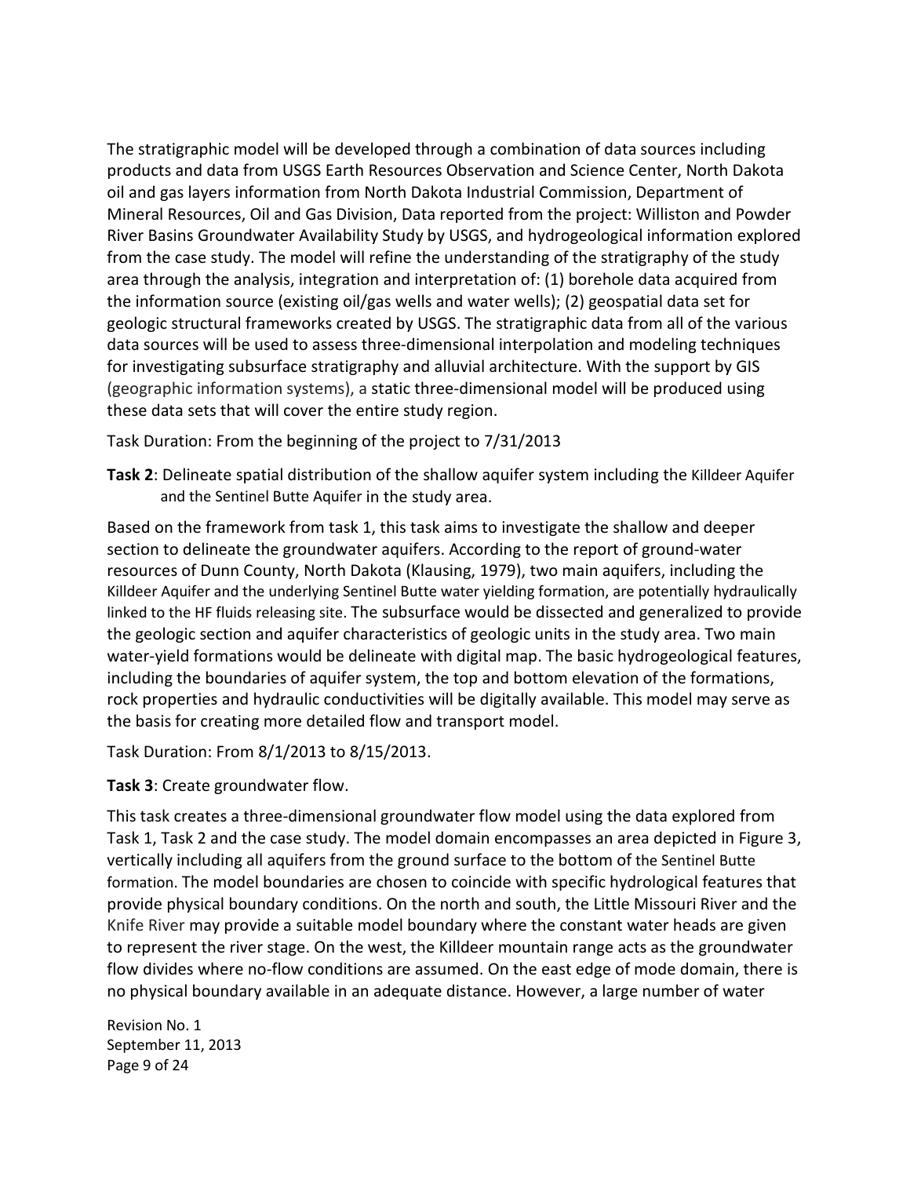The stratigraphic model will be developed through a combination of data sources including products and data from USGS Earth Resources Observation and Science Center, North Dakota oil and gas layers information from North Dakota Industrial Commission, Department of Mineral Resources, Oil and Gas Division, Data reported from the project: Williston and Powder River Basins Groundwater Availability Study by USGS, and hydrogeological information explored from the case study. The model will refine the understanding of the stratigraphy of the study area through the analysis, integration and interpretation of: (1) borehole data acquired from the information source (existing oil/gas wells and water wells); (2) geospatial data set for geologic structural frameworks created by USGS. The stratigraphic data from all of the various data sources will be used to assess three-dimensional interpolation and modeling techniques for investigating subsurface stratigraphy and alluvial architecture. With the support by GIS (geographic information systems), a static three-dimensional model will be produced using these data sets that will cover the entire study region.

Task Duration: From the beginning of the project to 7/31/2013

**Task 2**: Delineate spatial distribution of the shallow aquifer system including the Killdeer Aquifer and the Sentinel Butte Aquifer in the study area.

Based on the framework from task 1, this task aims to investigate the shallow and deeper section to delineate the groundwater aquifers. According to the report of ground-water resources of Dunn County, North Dakota (Klausing, 1979), two main aquifers, including the Killdeer Aquifer and the underlying Sentinel Butte water yielding formation, are potentially hydraulically linked to the HF fluids releasing site. The subsurface would be dissected and generalized to provide the geologic section and aquifer characteristics of geologic units in the study area. Two main water-yield formations would be delineate with digital map. The basic hydrogeological features, including the boundaries of aquifer system, the top and bottom elevation of the formations, rock properties and hydraulic conductivities will be digitally available. This model may serve as the basis for creating more detailed flow and transport model.

Task Duration: From 8/1/2013 to 8/15/2013.

**Task 3**: Create groundwater flow.

This task creates a three-dimensional groundwater flow model using the data explored from Task 1, Task 2 and the case study. The model domain encompasses an area depicted in Figure 3, vertically including all aquifers from the ground surface to the bottom of the Sentinel Butte formation. The model boundaries are chosen to coincide with specific hydrological features that provide physical boundary conditions. On the north and south, the Little Missouri River and the Knife River may provide a suitable model boundary where the constant water heads are given to represent the river stage. On the west, the Killdeer mountain range acts as the groundwater flow divides where no-flow conditions are assumed. On the east edge of mode domain, there is no physical boundary available in an adequate distance. However, a large number of water

Revision No. 1
September 11, 2013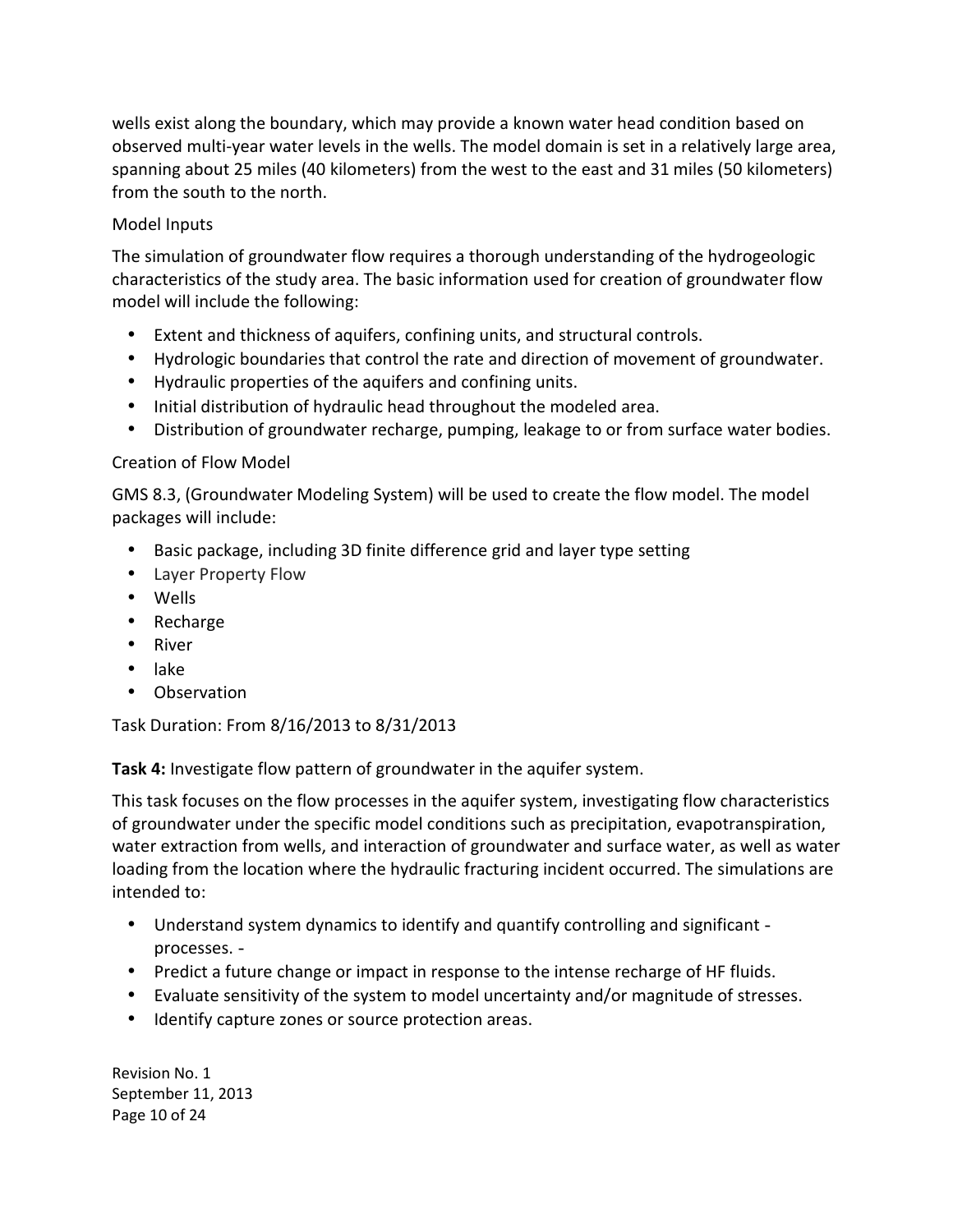wells exist along the boundary, which may provide a known water head condition based on observed multi-year water levels in the wells. The model domain is set in a relatively large area, spanning about 25 miles (40 kilometers) from the west to the east and 31 miles (50 kilometers) from the south to the north.

Model Inputs

The simulation of groundwater flow requires a thorough understanding of the hydrogeologic characteristics of the study area. The basic information used for creation of groundwater flow model will include the following:

- Extent and thickness of aquifers, confining units, and structural controls.
- Hydrologic boundaries that control the rate and direction of movement of groundwater.
- Hydraulic properties of the aquifers and confining units.
- Initial distribution of hydraulic head throughout the modeled area.
- Distribution of groundwater recharge, pumping, leakage to or from surface water bodies.

Creation of Flow Model

GMS 8.3, (Groundwater Modeling System) will be used to create the flow model. The model packages will include:

- Basic package, including 3D finite difference grid and layer type setting
- Layer Property Flow
- Wells
- Recharge
- River
- lake
- Observation

Task Duration: From 8/16/2013 to 8/31/2013

**Task 4:** Investigate flow pattern of groundwater in the aquifer system.

This task focuses on the flow processes in the aquifer system, investigating flow characteristics of groundwater under the specific model conditions such as precipitation, evapotranspiration, water extraction from wells, and interaction of groundwater and surface water, as well as water loading from the location where the hydraulic fracturing incident occurred. The simulations are intended to:

- Understand system dynamics to identify and quantify controlling and significant - processes. -
- Predict a future change or impact in response to the intense recharge of HF fluids.
- Evaluate sensitivity of the system to model uncertainty and/or magnitude of stresses.
- Identify capture zones or source protection areas.

Revision No. 1
September 11, 2013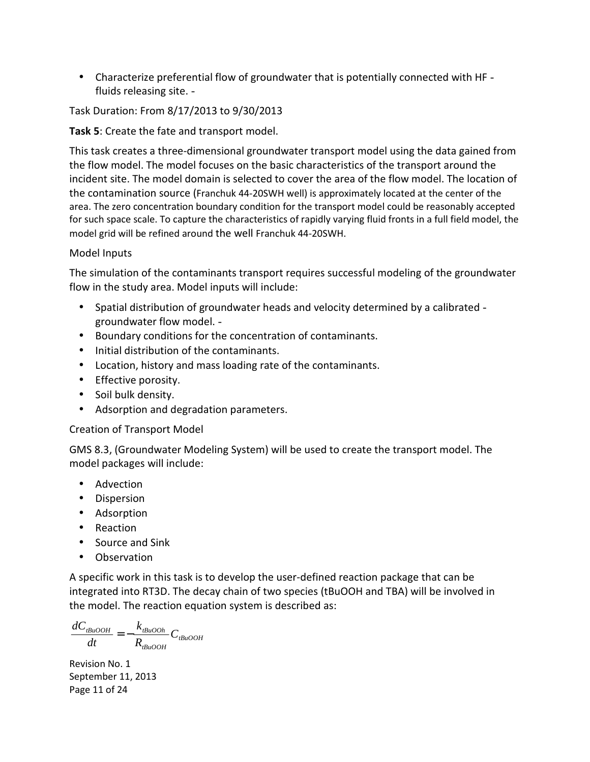- Characterize preferential flow of groundwater that is potentially connected with HF - fluids releasing site. -

Task Duration: From 8/17/2013 to 9/30/2013

**Task 5**: Create the fate and transport model.

This task creates a three-dimensional groundwater transport model using the data gained from the flow model. The model focuses on the basic characteristics of the transport around the incident site. The model domain is selected to cover the area of the flow model. The location of the contamination source (Franchuk 44-20SWH well) is approximately located at the center of the area. The zero concentration boundary condition for the transport model could be reasonably accepted for such space scale. To capture the characteristics of rapidly varying fluid fronts in a full field model, the model grid will be refined around the well Franchuk 44-20SWH.

Model Inputs

The simulation of the contaminants transport requires successful modeling of the groundwater flow in the study area. Model inputs will include:

- Spatial distribution of groundwater heads and velocity determined by a calibrated - groundwater flow model. -
- Boundary conditions for the concentration of contaminants.
- Initial distribution of the contaminants.
- Location, history and mass loading rate of the contaminants.
- Effective porosity.
- Soil bulk density.
- Adsorption and degradation parameters.

Creation of Transport Model

GMS 8.3, (Groundwater Modeling System) will be used to create the transport model. The model packages will include:

- Advection
- Dispersion
- Adsorption
- Reaction
- Source and Sink
- Observation

A specific work in this task is to develop the user-defined reaction package that can be integrated into RT3D. The decay chain of two species (tBuOOH and TBA) will be involved in the model. The reaction equation system is described as:

$$\frac{dC_{tBuOOH}}{dt} = -\frac{k_{tBuOOh}}{R_{tBuOOH}} C_{tBuOOH}$$

Revision No. 1
September 11, 2013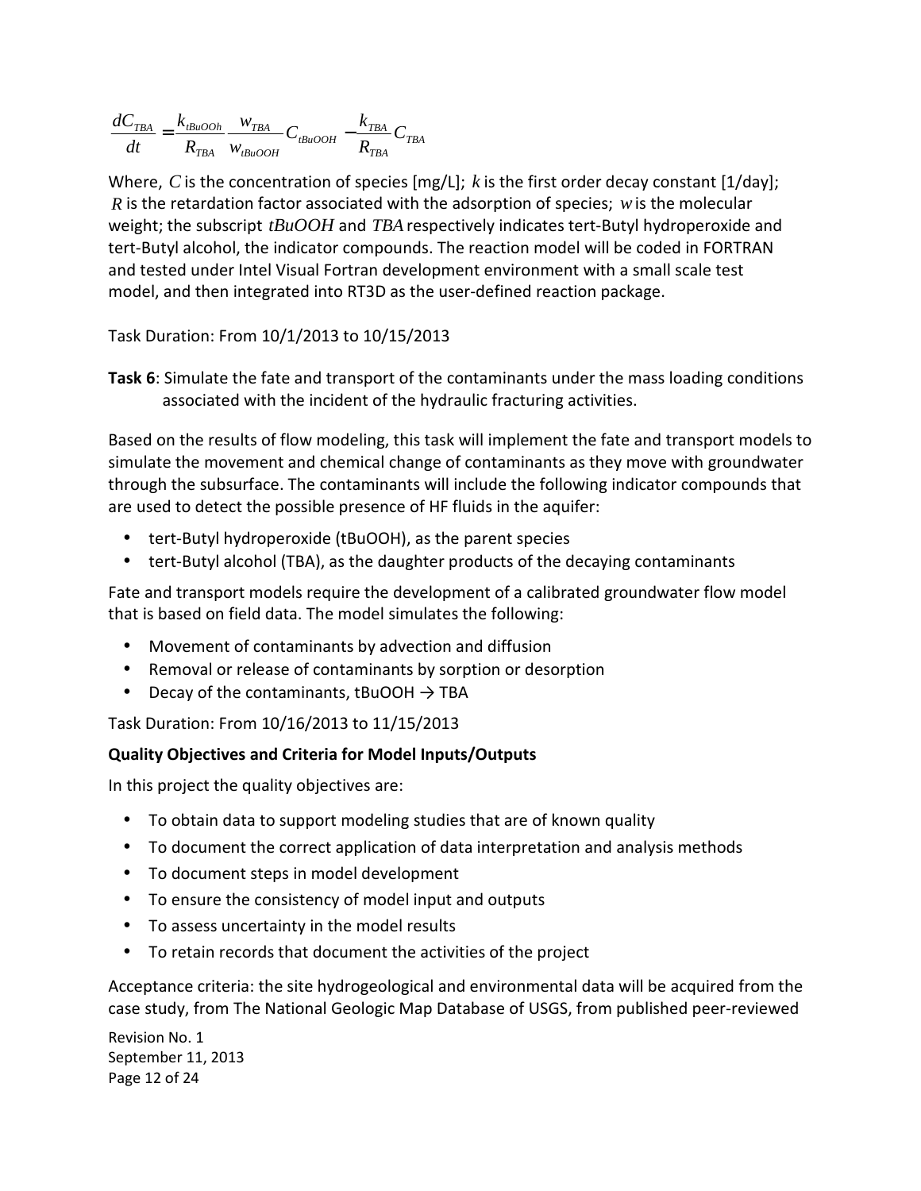$$\frac{dC_{TBA}}{dt} = \frac{k_{tBuOOh}}{R_{TBA}} \frac{w_{TBA}}{w_{tBuOOH}} C_{tBuOOH} - \frac{k_{TBA}}{R_{TBA}} C_{TBA}$$

Where, $C$ is the concentration of species [mg/L]; $k$ is the first order decay constant [1/day]; $R$ is the retardation factor associated with the adsorption of species; $w$ is the molecular weight; the subscript $tBuOOH$ and $TBA$ respectively indicates tert-Butyl hydroperoxide and tert-Butyl alcohol, the indicator compounds. The reaction model will be coded in FORTRAN and tested under Intel Visual Fortran development environment with a small scale test model, and then integrated into RT3D as the user-defined reaction package.

Task Duration: From 10/1/2013 to 10/15/2013

**Task 6**: Simulate the fate and transport of the contaminants under the mass loading conditions associated with the incident of the hydraulic fracturing activities.

Based on the results of flow modeling, this task will implement the fate and transport models to simulate the movement and chemical change of contaminants as they move with groundwater through the subsurface. The contaminants will include the following indicator compounds that are used to detect the possible presence of HF fluids in the aquifer:

- tert-Butyl hydroperoxide (tBuOOH), as the parent species
- tert-Butyl alcohol (TBA), as the daughter products of the decaying contaminants

Fate and transport models require the development of a calibrated groundwater flow model that is based on field data. The model simulates the following:

- Movement of contaminants by advection and diffusion
- Removal or release of contaminants by sorption or desorption
- Decay of the contaminants, tBuOOH → TBA

Task Duration: From 10/16/2013 to 11/15/2013

**Quality Objectives and Criteria for Model Inputs/Outputs**

In this project the quality objectives are:

- To obtain data to support modeling studies that are of known quality
- To document the correct application of data interpretation and analysis methods
- To document steps in model development
- To ensure the consistency of model input and outputs
- To assess uncertainty in the model results
- To retain records that document the activities of the project

Acceptance criteria: the site hydrogeological and environmental data will be acquired from the case study, from The National Geologic Map Database of USGS, from published peer-reviewed

Revision No. 1
September 11, 2013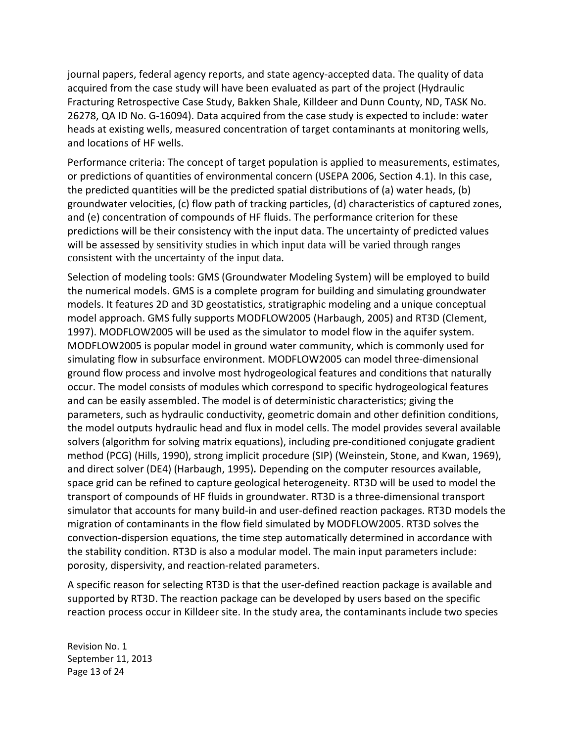journal papers, federal agency reports, and state agency-accepted data. The quality of data acquired from the case study will have been evaluated as part of the project (Hydraulic Fracturing Retrospective Case Study, Bakken Shale, Killdeer and Dunn County, ND, TASK No. 26278, QA ID No. G-16094). Data acquired from the case study is expected to include: water heads at existing wells, measured concentration of target contaminants at monitoring wells, and locations of HF wells.

Performance criteria: The concept of target population is applied to measurements, estimates, or predictions of quantities of environmental concern (USEPA 2006, Section 4.1). In this case, the predicted quantities will be the predicted spatial distributions of (a) water heads, (b) groundwater velocities, (c) flow path of tracking particles, (d) characteristics of captured zones, and (e) concentration of compounds of HF fluids. The performance criterion for these predictions will be their consistency with the input data. The uncertainty of predicted values will be assessed by sensitivity studies in which input data will be varied through ranges consistent with the uncertainty of the input data.

Selection of modeling tools: GMS (Groundwater Modeling System) will be employed to build the numerical models. GMS is a complete program for building and simulating groundwater models. It features 2D and 3D geostatistics, stratigraphic modeling and a unique conceptual model approach. GMS fully supports MODFLOW2005 (Harbaugh, 2005) and RT3D (Clement, 1997). MODFLOW2005 will be used as the simulator to model flow in the aquifer system. MODFLOW2005 is popular model in ground water community, which is commonly used for simulating flow in subsurface environment. MODFLOW2005 can model three-dimensional ground flow process and involve most hydrogeological features and conditions that naturally occur. The model consists of modules which correspond to specific hydrogeological features and can be easily assembled. The model is of deterministic characteristics; giving the parameters, such as hydraulic conductivity, geometric domain and other definition conditions, the model outputs hydraulic head and flux in model cells. The model provides several available solvers (algorithm for solving matrix equations), including pre-conditioned conjugate gradient method (PCG) (Hills, 1990), strong implicit procedure (SIP) (Weinstein, Stone, and Kwan, 1969), and direct solver (DE4) (Harbaugh, 1995)**.** Depending on the computer resources available, space grid can be refined to capture geological heterogeneity. RT3D will be used to model the transport of compounds of HF fluids in groundwater. RT3D is a three-dimensional transport simulator that accounts for many build-in and user-defined reaction packages. RT3D models the migration of contaminants in the flow field simulated by MODFLOW2005. RT3D solves the convection-dispersion equations, the time step automatically determined in accordance with the stability condition. RT3D is also a modular model. The main input parameters include: porosity, dispersivity, and reaction-related parameters.

A specific reason for selecting RT3D is that the user-defined reaction package is available and supported by RT3D. The reaction package can be developed by users based on the specific reaction process occur in Killdeer site. In the study area, the contaminants include two species

Revision No. 1
September 11, 2013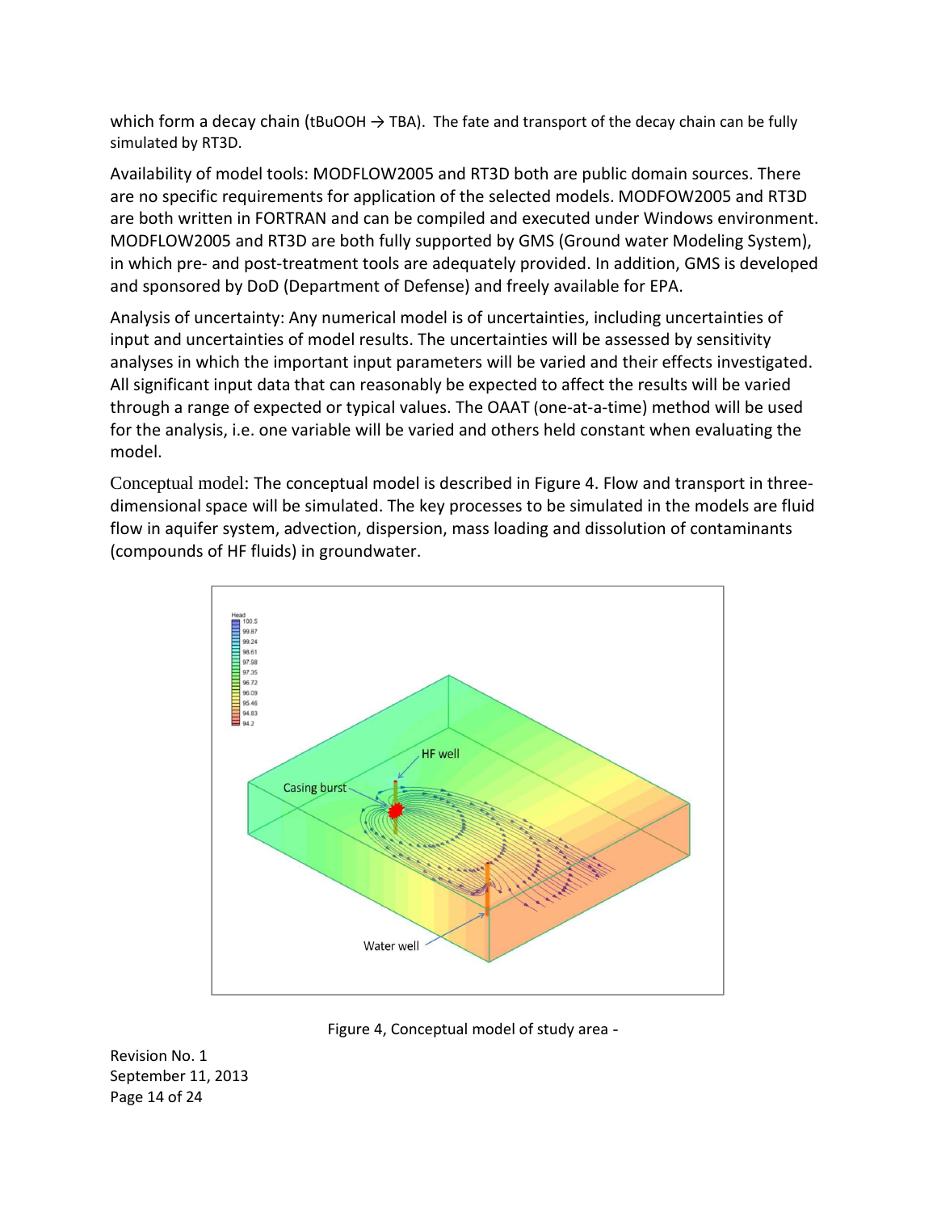which form a decay chain (tBuOOH → TBA). The fate and transport of the decay chain can be fully simulated by RT3D.

Availability of model tools: MODFLOW2005 and RT3D both are public domain sources. There are no specific requirements for application of the selected models. MODFOW2005 and RT3D are both written in FORTRAN and can be compiled and executed under Windows environment. MODFLOW2005 and RT3D are both fully supported by GMS (Ground water Modeling System), in which pre- and post-treatment tools are adequately provided. In addition, GMS is developed and sponsored by DoD (Department of Defense) and freely available for EPA.

Analysis of uncertainty: Any numerical model is of uncertainties, including uncertainties of input and uncertainties of model results. The uncertainties will be assessed by sensitivity analyses in which the important input parameters will be varied and their effects investigated. All significant input data that can reasonably be expected to affect the results will be varied through a range of expected or typical values. The OAAT (one-at-a-time) method will be used for the analysis, i.e. one variable will be varied and others held constant when evaluating the model.

Conceptual model: The conceptual model is described in Figure 4. Flow and transport in three-dimensional space will be simulated. The key processes to be simulated in the models are fluid flow in aquifer system, advection, dispersion, mass loading and dissolution of contaminants (compounds of HF fluids) in groundwater.

Figure 4, Conceptual model of study area -

Revision No. 1
September 11, 2013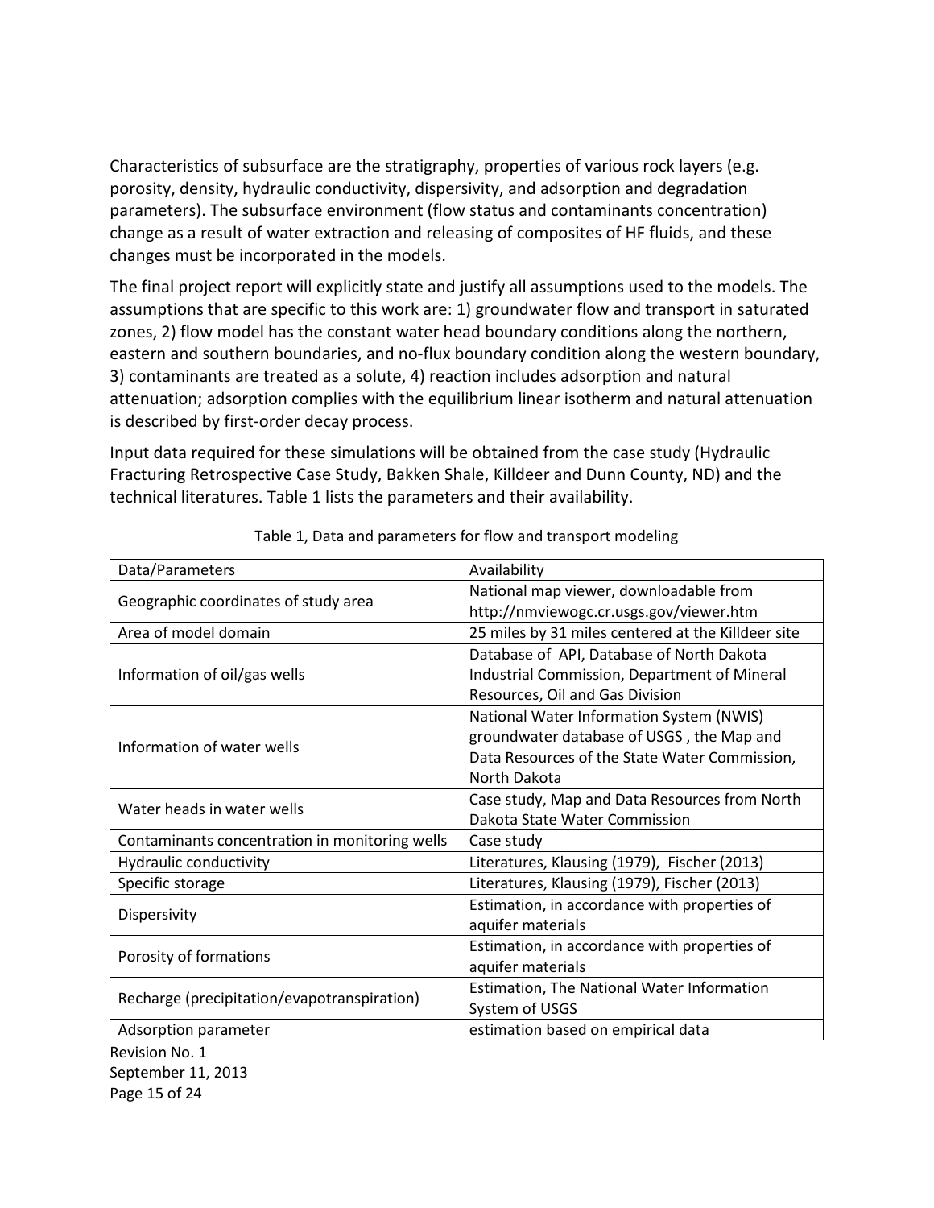Characteristics of subsurface are the stratigraphy, properties of various rock layers (e.g. porosity, density, hydraulic conductivity, dispersivity, and adsorption and degradation parameters). The subsurface environment (flow status and contaminants concentration) change as a result of water extraction and releasing of composites of HF fluids, and these changes must be incorporated in the models.

The final project report will explicitly state and justify all assumptions used to the models. The assumptions that are specific to this work are: 1) groundwater flow and transport in saturated zones, 2) flow model has the constant water head boundary conditions along the northern, eastern and southern boundaries, and no-flux boundary condition along the western boundary, 3) contaminants are treated as a solute, 4) reaction includes adsorption and natural attenuation; adsorption complies with the equilibrium linear isotherm and natural attenuation is described by first-order decay process.

Input data required for these simulations will be obtained from the case study (Hydraulic Fracturing Retrospective Case Study, Bakken Shale, Killdeer and Dunn County, ND) and the technical literatures. Table 1 lists the parameters and their availability.

Table 1, Data and parameters for flow and transport modeling

| Data/Parameters | Availability |
|---|---|
| Geographic coordinates of study area | National map viewer, downloadable from http://nmviewogc.cr.usgs.gov/viewer.htm |
| Area of model domain | 25 miles by 31 miles centered at the Killdeer site |
| Information of oil/gas wells | Database of API, Database of North Dakota Industrial Commission, Department of Mineral Resources, Oil and Gas Division |
| Information of water wells | National Water Information System (NWIS) groundwater database of USGS , the Map and Data Resources of the State Water Commission, North Dakota |
| Water heads in water wells | Case study, Map and Data Resources from North Dakota State Water Commission |
| Contaminants concentration in monitoring wells | Case study |
| Hydraulic conductivity | Literatures, Klausing (1979), Fischer (2013) |
| Specific storage | Literatures, Klausing (1979), Fischer (2013) |
| Dispersivity | Estimation, in accordance with properties of aquifer materials |
| Porosity of formations | Estimation, in accordance with properties of aquifer materials |
| Recharge (precipitation/evapotranspiration) | Estimation, The National Water Information System of USGS |
| Adsorption parameter | estimation based on empirical data |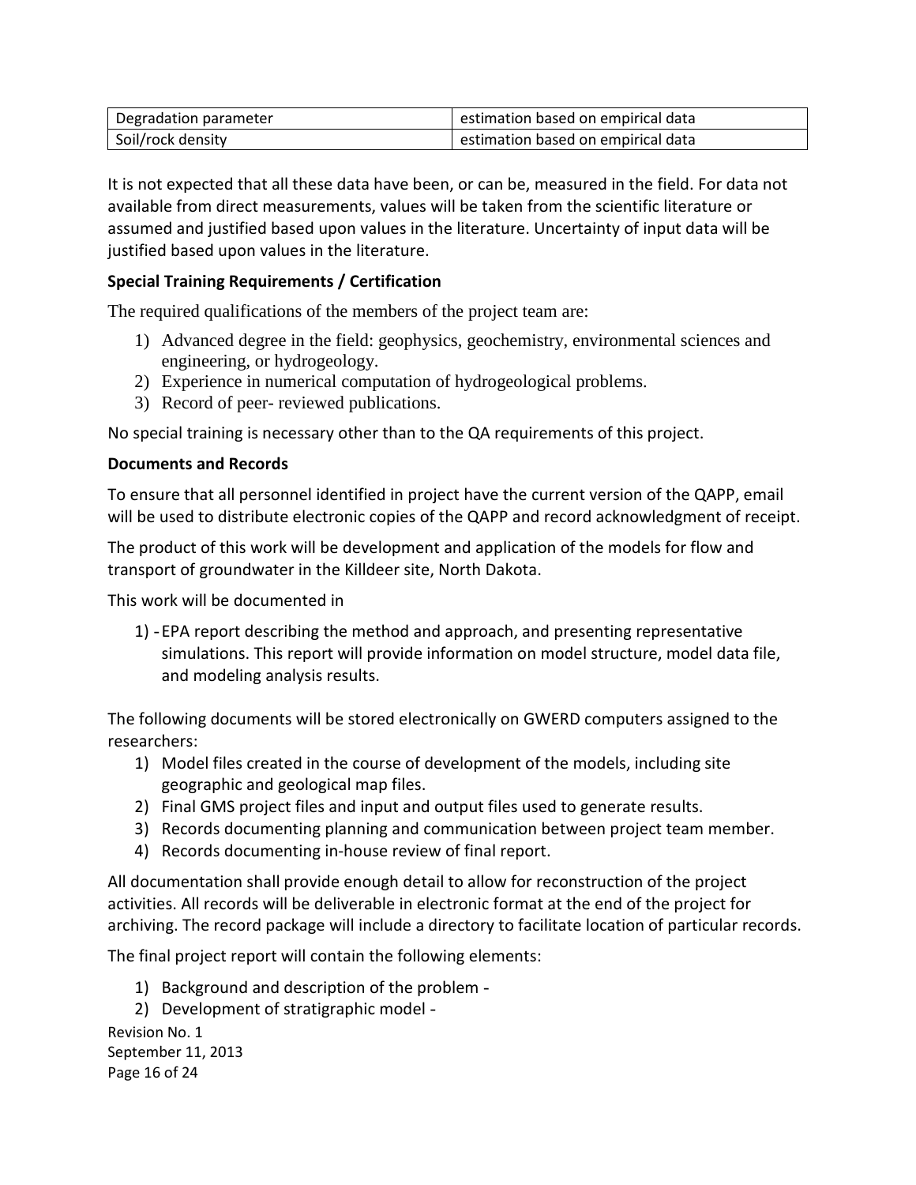| Degradation parameter | estimation based on empirical data |
| --- | --- |
| Soil/rock density | estimation based on empirical data |

It is not expected that all these data have been, or can be, measured in the field. For data not available from direct measurements, values will be taken from the scientific literature or assumed and justified based upon values in the literature. Uncertainty of input data will be justified based upon values in the literature.

**Special Training Requirements / Certification**

The required qualifications of the members of the project team are:

1) Advanced degree in the field: geophysics, geochemistry, environmental sciences and engineering, or hydrogeology.
2) Experience in numerical computation of hydrogeological problems.
3) Record of peer- reviewed publications.

No special training is necessary other than to the QA requirements of this project.

**Documents and Records**

To ensure that all personnel identified in project have the current version of the QAPP, email will be used to distribute electronic copies of the QAPP and record acknowledgment of receipt.

The product of this work will be development and application of the models for flow and transport of groundwater in the Killdeer site, North Dakota.

This work will be documented in

1) - EPA report describing the method and approach, and presenting representative simulations. This report will provide information on model structure, model data file, and modeling analysis results.

The following documents will be stored electronically on GWERD computers assigned to the researchers:

1) Model files created in the course of development of the models, including site geographic and geological map files.
2) Final GMS project files and input and output files used to generate results.
3) Records documenting planning and communication between project team member.
4) Records documenting in-house review of final report.

All documentation shall provide enough detail to allow for reconstruction of the project activities. All records will be deliverable in electronic format at the end of the project for archiving. The record package will include a directory to facilitate location of particular records.

The final project report will contain the following elements:

1) Background and description of the problem -
2) Development of stratigraphic model -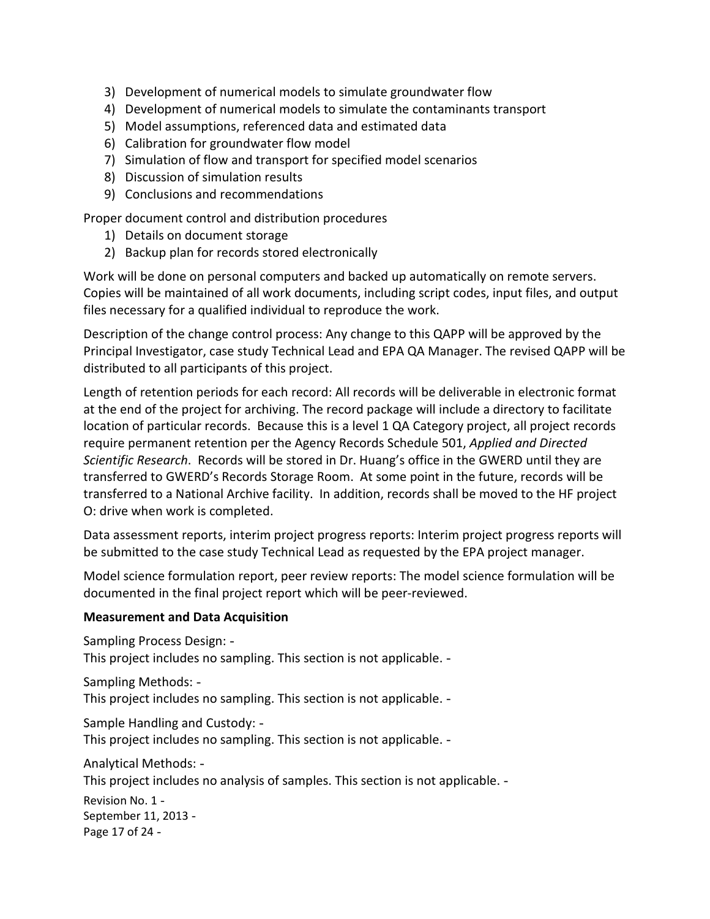3) Development of numerical models to simulate groundwater flow
4) Development of numerical models to simulate the contaminants transport
5) Model assumptions, referenced data and estimated data
6) Calibration for groundwater flow model
7) Simulation of flow and transport for specified model scenarios
8) Discussion of simulation results
9) Conclusions and recommendations

Proper document control and distribution procedures

1) Details on document storage
2) Backup plan for records stored electronically

Work will be done on personal computers and backed up automatically on remote servers. Copies will be maintained of all work documents, including script codes, input files, and output files necessary for a qualified individual to reproduce the work.

Description of the change control process: Any change to this QAPP will be approved by the Principal Investigator, case study Technical Lead and EPA QA Manager. The revised QAPP will be distributed to all participants of this project.

Length of retention periods for each record: All records will be deliverable in electronic format at the end of the project for archiving. The record package will include a directory to facilitate location of particular records. Because this is a level 1 QA Category project, all project records require permanent retention per the Agency Records Schedule 501, *Applied and Directed Scientific Research*. Records will be stored in Dr. Huang's office in the GWERD until they are transferred to GWERD's Records Storage Room. At some point in the future, records will be transferred to a National Archive facility. In addition, records shall be moved to the HF project O: drive when work is completed.

Data assessment reports, interim project progress reports: Interim project progress reports will be submitted to the case study Technical Lead as requested by the EPA project manager.

Model science formulation report, peer review reports: The model science formulation will be documented in the final project report which will be peer-reviewed.

**Measurement and Data Acquisition**

Sampling Process Design: -
This project includes no sampling. This section is not applicable. -

Sampling Methods: -
This project includes no sampling. This section is not applicable. -

Sample Handling and Custody: -
This project includes no sampling. This section is not applicable. -

Analytical Methods: -
This project includes no analysis of samples. This section is not applicable. -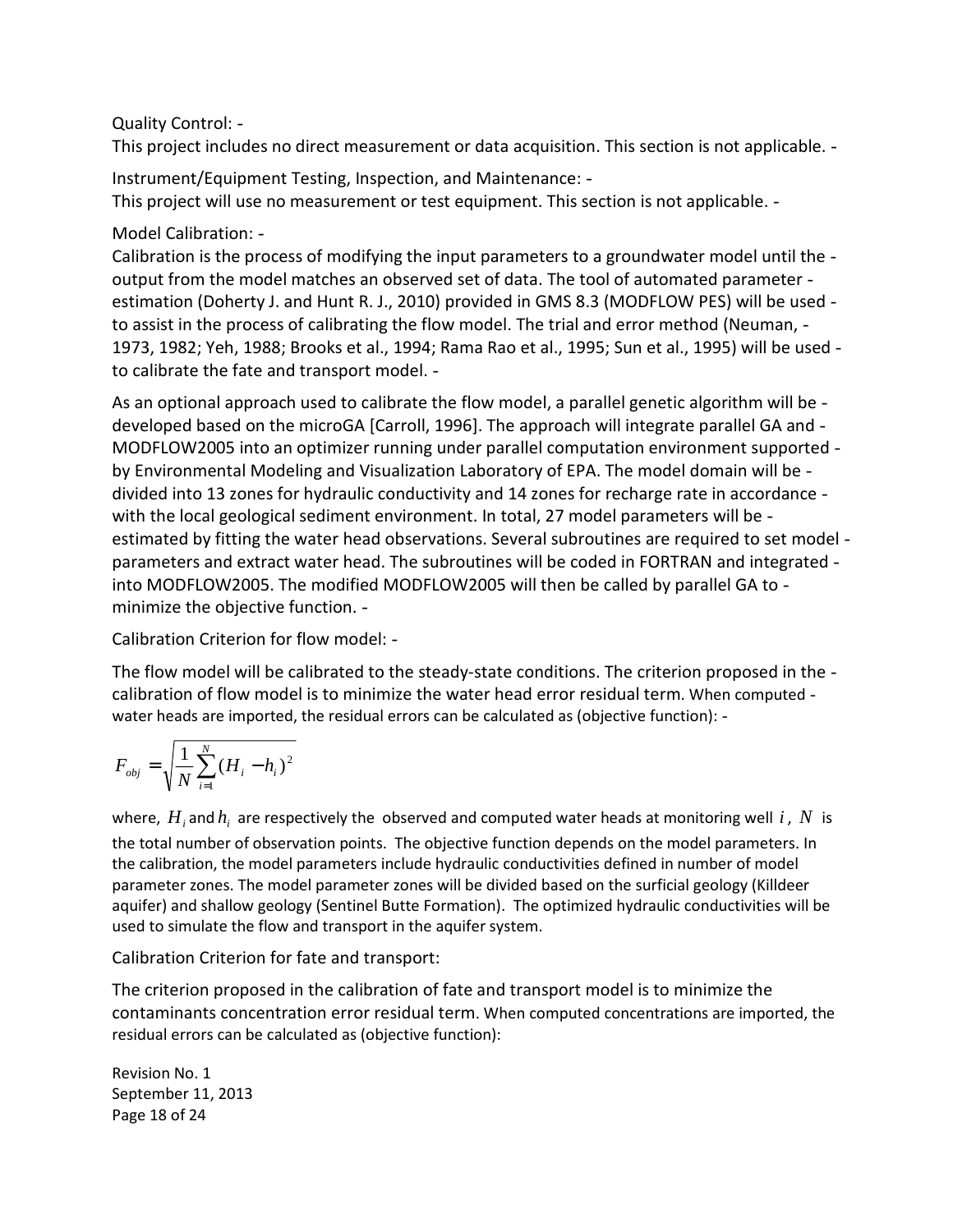Quality Control:

This project includes no direct measurement or data acquisition. This section is not applicable.

Instrument/Equipment Testing, Inspection, and Maintenance:

This project will use no measurement or test equipment. This section is not applicable.

Model Calibration:

Calibration is the process of modifying the input parameters to a groundwater model until the output from the model matches an observed set of data. The tool of automated parameter estimation (Doherty J. and Hunt R. J., 2010) provided in GMS 8.3 (MODFLOW PES) will be used to assist in the process of calibrating the flow model. The trial and error method (Neuman, 1973, 1982; Yeh, 1988; Brooks et al., 1994; Rama Rao et al., 1995; Sun et al., 1995) will be used to calibrate the fate and transport model.

As an optional approach used to calibrate the flow model, a parallel genetic algorithm will be developed based on the microGA [Carroll, 1996]. The approach will integrate parallel GA and MODFLOW2005 into an optimizer running under parallel computation environment supported by Environmental Modeling and Visualization Laboratory of EPA. The model domain will be divided into 13 zones for hydraulic conductivity and 14 zones for recharge rate in accordance with the local geological sediment environment. In total, 27 model parameters will be estimated by fitting the water head observations. Several subroutines are required to set model parameters and extract water head. The subroutines will be coded in FORTRAN and integrated into MODFLOW2005. The modified MODFLOW2005 will then be called by parallel GA to minimize the objective function.

Calibration Criterion for flow model:

The flow model will be calibrated to the steady-state conditions. The criterion proposed in the calibration of flow model is to minimize the water head error residual term. When computed water heads are imported, the residual errors can be calculated as (objective function):

$$F_{obj} = \sqrt{\frac{1}{N}\sum_{i=1}^{N}(H_i - h_i)^2}$$

where, $H_i$ and $h_i$ are respectively the observed and computed water heads at monitoring well $i$, $N$ is the total number of observation points. The objective function depends on the model parameters. In the calibration, the model parameters include hydraulic conductivities defined in number of model parameter zones. The model parameter zones will be divided based on the surficial geology (Killdeer aquifer) and shallow geology (Sentinel Butte Formation). The optimized hydraulic conductivities will be used to simulate the flow and transport in the aquifer system.

Calibration Criterion for fate and transport:

The criterion proposed in the calibration of fate and transport model is to minimize the contaminants concentration error residual term. When computed concentrations are imported, the residual errors can be calculated as (objective function):

Revision No. 1
September 11, 2013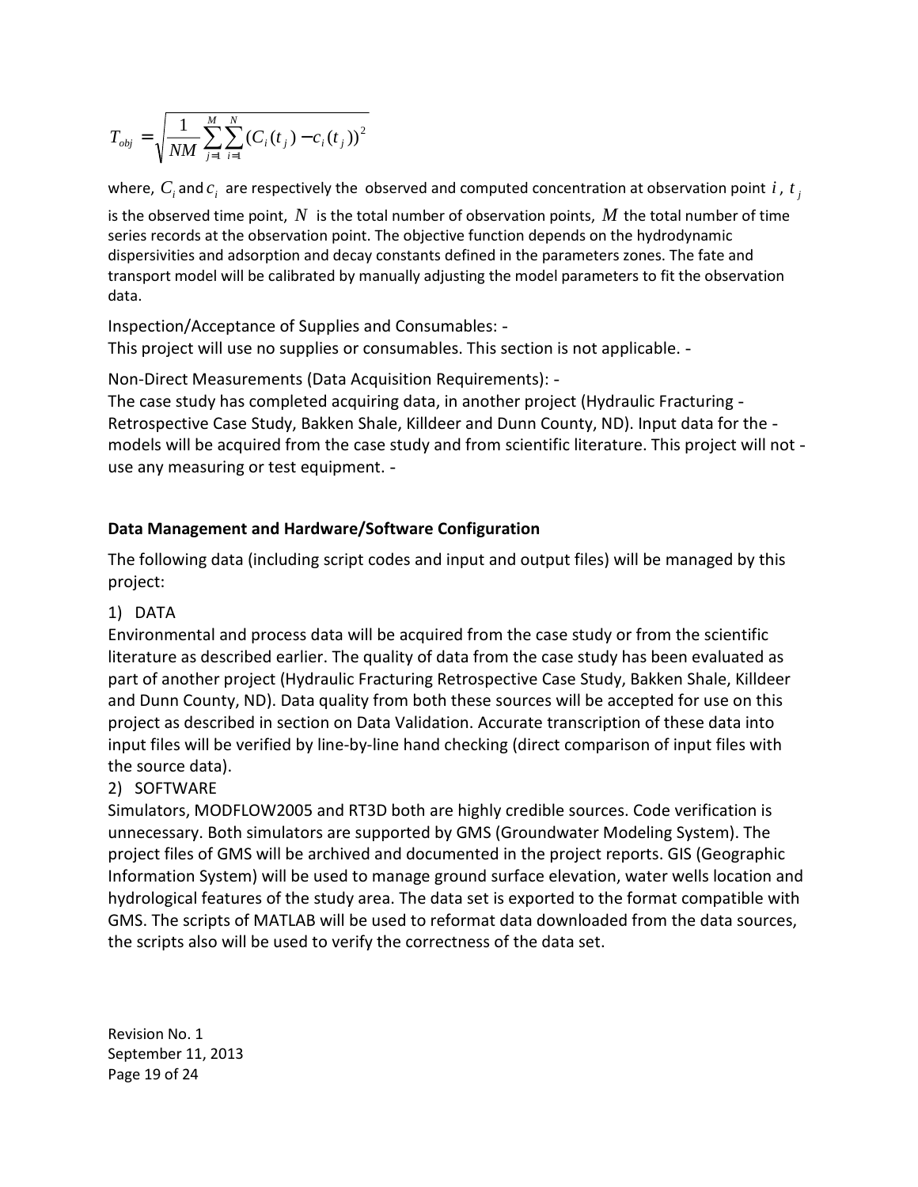$$T_{obj} = \sqrt{\frac{1}{NM}\sum_{j=1}^{M}\sum_{i=1}^{N}(C_i(t_j) - c_i(t_j))^2}$$

where, $C_i$ and $c_i$ are respectively the observed and computed concentration at observation point $i$, $t_j$ is the observed time point, $N$ is the total number of observation points, $M$ the total number of time series records at the observation point. The objective function depends on the hydrodynamic dispersivities and adsorption and decay constants defined in the parameters zones. The fate and transport model will be calibrated by manually adjusting the model parameters to fit the observation data.

Inspection/Acceptance of Supplies and Consumables: -
This project will use no supplies or consumables. This section is not applicable. -

Non-Direct Measurements (Data Acquisition Requirements): -
The case study has completed acquiring data, in another project (Hydraulic Fracturing - Retrospective Case Study, Bakken Shale, Killdeer and Dunn County, ND). Input data for the - models will be acquired from the case study and from scientific literature. This project will not - use any measuring or test equipment. -

**Data Management and Hardware/Software Configuration**

The following data (including script codes and input and output files) will be managed by this project:

1) DATA
Environmental and process data will be acquired from the case study or from the scientific literature as described earlier. The quality of data from the case study has been evaluated as part of another project (Hydraulic Fracturing Retrospective Case Study, Bakken Shale, Killdeer and Dunn County, ND). Data quality from both these sources will be accepted for use on this project as described in section on Data Validation. Accurate transcription of these data into input files will be verified by line-by-line hand checking (direct comparison of input files with the source data).

2) SOFTWARE
Simulators, MODFLOW2005 and RT3D both are highly credible sources. Code verification is unnecessary. Both simulators are supported by GMS (Groundwater Modeling System). The project files of GMS will be archived and documented in the project reports. GIS (Geographic Information System) will be used to manage ground surface elevation, water wells location and hydrological features of the study area. The data set is exported to the format compatible with GMS. The scripts of MATLAB will be used to reformat data downloaded from the data sources, the scripts also will be used to verify the correctness of the data set.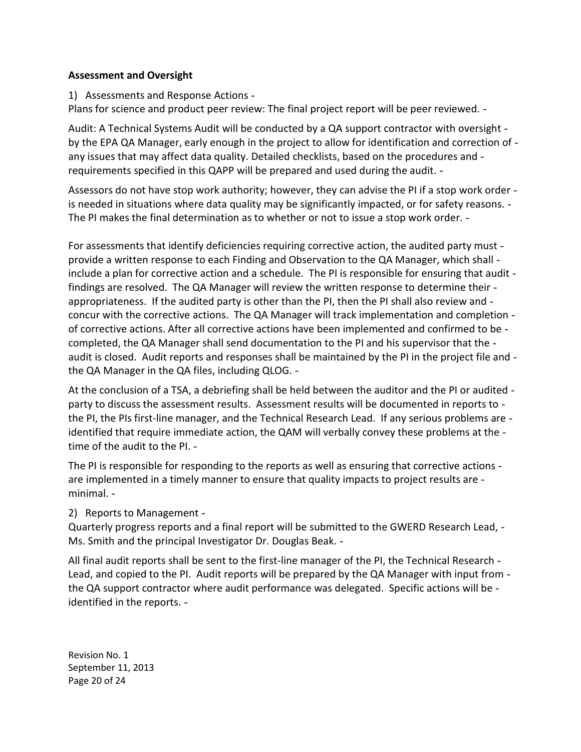**Assessment and Oversight**

1) Assessments and Response Actions

Plans for science and product peer review: The final project report will be peer reviewed.

Audit: A Technical Systems Audit will be conducted by a QA support contractor with oversight by the EPA QA Manager, early enough in the project to allow for identification and correction of any issues that may affect data quality. Detailed checklists, based on the procedures and requirements specified in this QAPP will be prepared and used during the audit.

Assessors do not have stop work authority; however, they can advise the PI if a stop work order is needed in situations where data quality may be significantly impacted, or for safety reasons. The PI makes the final determination as to whether or not to issue a stop work order.

For assessments that identify deficiencies requiring corrective action, the audited party must provide a written response to each Finding and Observation to the QA Manager, which shall include a plan for corrective action and a schedule. The PI is responsible for ensuring that audit findings are resolved. The QA Manager will review the written response to determine their appropriateness. If the audited party is other than the PI, then the PI shall also review and concur with the corrective actions. The QA Manager will track implementation and completion of corrective actions. After all corrective actions have been implemented and confirmed to be completed, the QA Manager shall send documentation to the PI and his supervisor that the audit is closed. Audit reports and responses shall be maintained by the PI in the project file and the QA Manager in the QA files, including QLOG.

At the conclusion of a TSA, a debriefing shall be held between the auditor and the PI or audited party to discuss the assessment results. Assessment results will be documented in reports to the PI, the PIs first-line manager, and the Technical Research Lead. If any serious problems are identified that require immediate action, the QAM will verbally convey these problems at the time of the audit to the PI.

The PI is responsible for responding to the reports as well as ensuring that corrective actions are implemented in a timely manner to ensure that quality impacts to project results are minimal.

2) Reports to Management

Quarterly progress reports and a final report will be submitted to the GWERD Research Lead, Ms. Smith and the principal Investigator Dr. Douglas Beak.

All final audit reports shall be sent to the first-line manager of the PI, the Technical Research Lead, and copied to the PI. Audit reports will be prepared by the QA Manager with input from the QA support contractor where audit performance was delegated. Specific actions will be identified in the reports.

Revision No. 1
September 11, 2013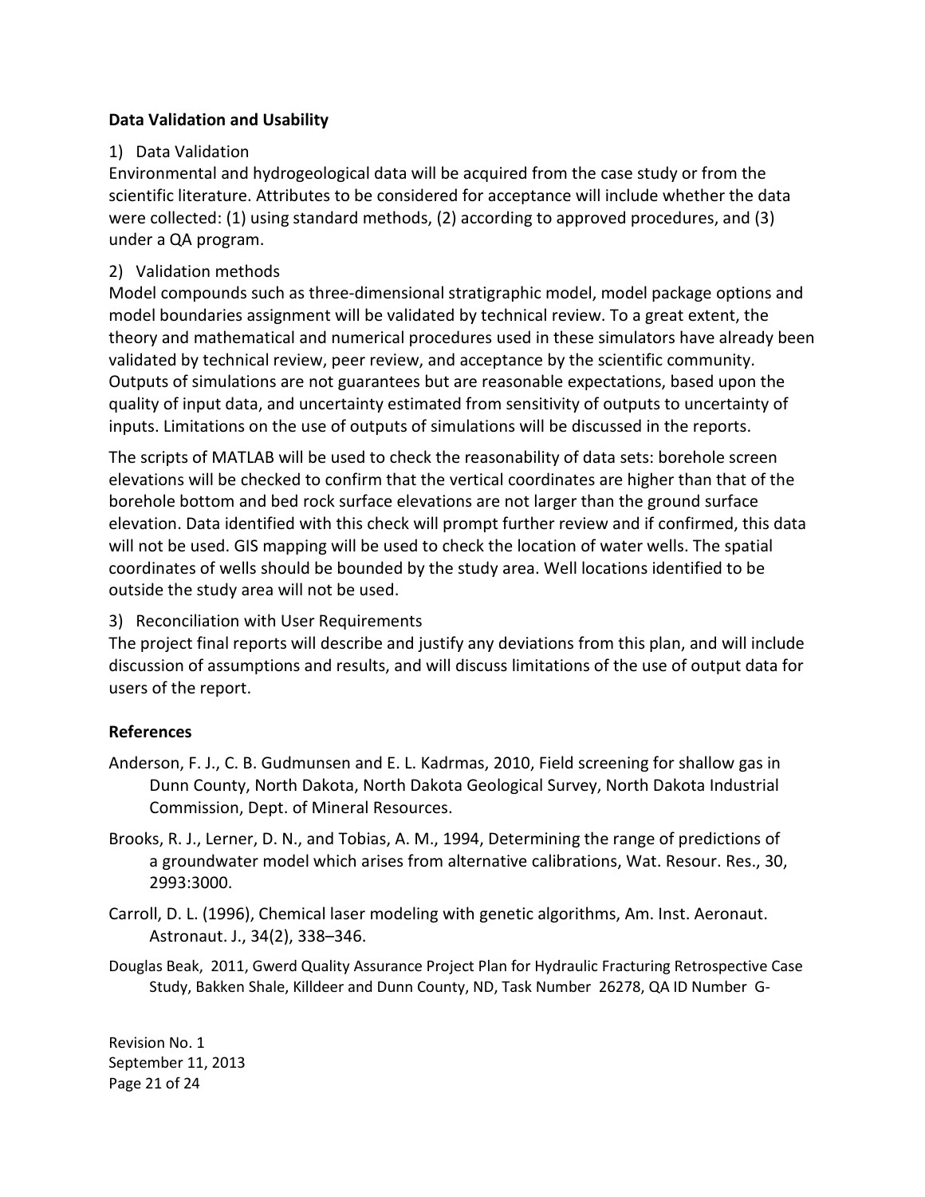**Data Validation and Usability**

1) Data Validation

Environmental and hydrogeological data will be acquired from the case study or from the scientific literature. Attributes to be considered for acceptance will include whether the data were collected: (1) using standard methods, (2) according to approved procedures, and (3) under a QA program.

2) Validation methods

Model compounds such as three-dimensional stratigraphic model, model package options and model boundaries assignment will be validated by technical review. To a great extent, the theory and mathematical and numerical procedures used in these simulators have already been validated by technical review, peer review, and acceptance by the scientific community. Outputs of simulations are not guarantees but are reasonable expectations, based upon the quality of input data, and uncertainty estimated from sensitivity of outputs to uncertainty of inputs. Limitations on the use of outputs of simulations will be discussed in the reports.

The scripts of MATLAB will be used to check the reasonability of data sets: borehole screen elevations will be checked to confirm that the vertical coordinates are higher than that of the borehole bottom and bed rock surface elevations are not larger than the ground surface elevation. Data identified with this check will prompt further review and if confirmed, this data will not be used. GIS mapping will be used to check the location of water wells. The spatial coordinates of wells should be bounded by the study area. Well locations identified to be outside the study area will not be used.

3) Reconciliation with User Requirements

The project final reports will describe and justify any deviations from this plan, and will include discussion of assumptions and results, and will discuss limitations of the use of output data for users of the report.

**References**

Anderson, F. J., C. B. Gudmunsen and E. L. Kadrmas, 2010, Field screening for shallow gas in Dunn County, North Dakota, North Dakota Geological Survey, North Dakota Industrial Commission, Dept. of Mineral Resources.

Brooks, R. J., Lerner, D. N., and Tobias, A. M., 1994, Determining the range of predictions of a groundwater model which arises from alternative calibrations, Wat. Resour. Res., 30, 2993:3000.

Carroll, D. L. (1996), Chemical laser modeling with genetic algorithms, Am. Inst. Aeronaut. Astronaut. J., 34(2), 338–346.

Douglas Beak, 2011, Gwerd Quality Assurance Project Plan for Hydraulic Fracturing Retrospective Case Study, Bakken Shale, Killdeer and Dunn County, ND, Task Number 26278, QA ID Number G-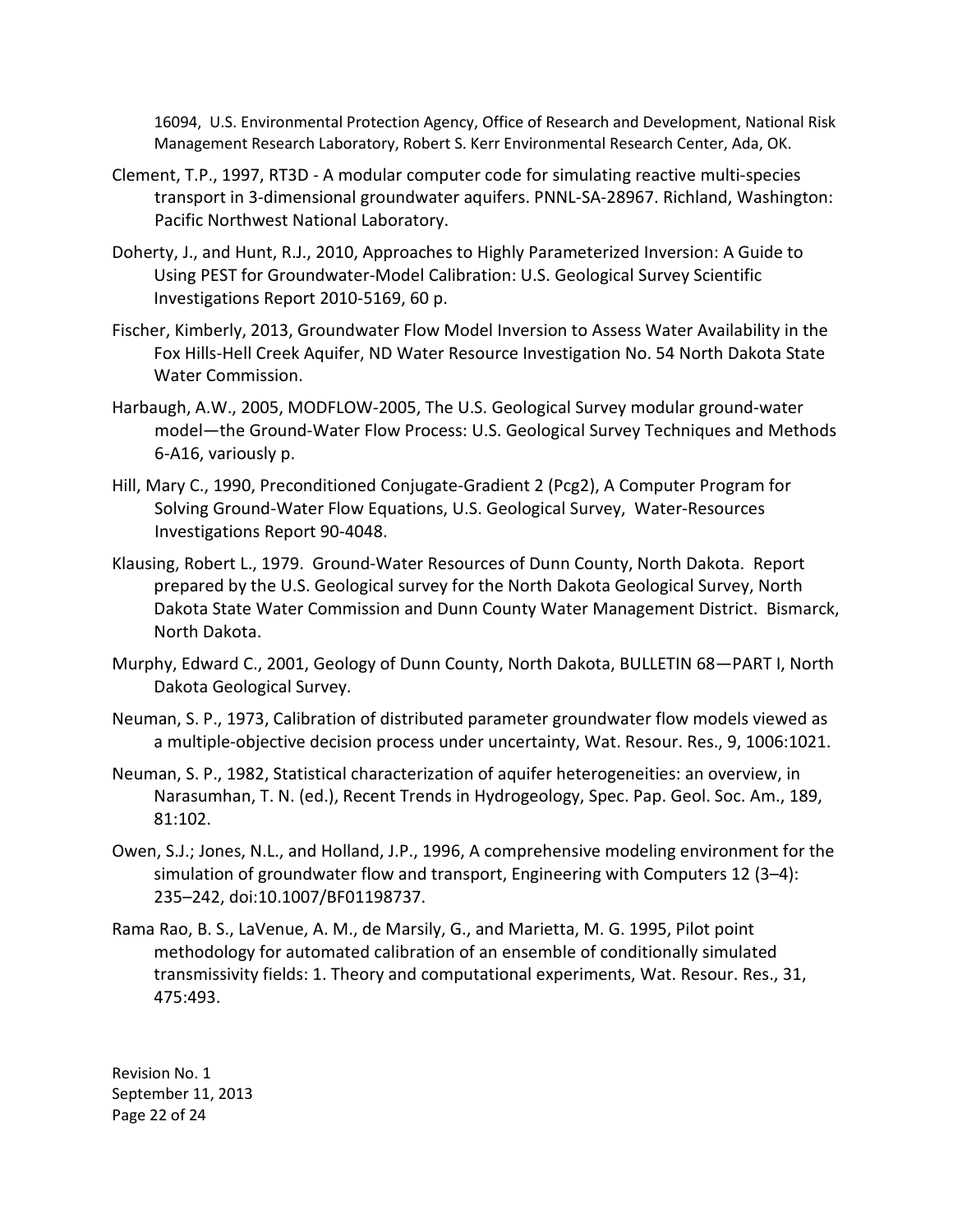16094, U.S. Environmental Protection Agency, Office of Research and Development, National Risk Management Research Laboratory, Robert S. Kerr Environmental Research Center, Ada, OK.

Clement, T.P., 1997, RT3D - A modular computer code for simulating reactive multi-species transport in 3-dimensional groundwater aquifers. PNNL-SA-28967. Richland, Washington: Pacific Northwest National Laboratory.

Doherty, J., and Hunt, R.J., 2010, Approaches to Highly Parameterized Inversion: A Guide to Using PEST for Groundwater-Model Calibration: U.S. Geological Survey Scientific Investigations Report 2010-5169, 60 p.

Fischer, Kimberly, 2013, Groundwater Flow Model Inversion to Assess Water Availability in the Fox Hills-Hell Creek Aquifer, ND Water Resource Investigation No. 54 North Dakota State Water Commission.

Harbaugh, A.W., 2005, MODFLOW-2005, The U.S. Geological Survey modular ground-water model—the Ground-Water Flow Process: U.S. Geological Survey Techniques and Methods 6-A16, variously p.

Hill, Mary C., 1990, Preconditioned Conjugate-Gradient 2 (Pcg2), A Computer Program for Solving Ground-Water Flow Equations, U.S. Geological Survey, Water-Resources Investigations Report 90-4048.

Klausing, Robert L., 1979. Ground-Water Resources of Dunn County, North Dakota. Report prepared by the U.S. Geological survey for the North Dakota Geological Survey, North Dakota State Water Commission and Dunn County Water Management District. Bismarck, North Dakota.

Murphy, Edward C., 2001, Geology of Dunn County, North Dakota, BULLETIN 68—PART I, North Dakota Geological Survey.

Neuman, S. P., 1973, Calibration of distributed parameter groundwater flow models viewed as a multiple-objective decision process under uncertainty, Wat. Resour. Res., 9, 1006:1021.

Neuman, S. P., 1982, Statistical characterization of aquifer heterogeneities: an overview, in Narasumhan, T. N. (ed.), Recent Trends in Hydrogeology, Spec. Pap. Geol. Soc. Am., 189, 81:102.

Owen, S.J.; Jones, N.L., and Holland, J.P., 1996, A comprehensive modeling environment for the simulation of groundwater flow and transport, Engineering with Computers 12 (3–4): 235–242, doi:10.1007/BF01198737.

Rama Rao, B. S., LaVenue, A. M., de Marsily, G., and Marietta, M. G. 1995, Pilot point methodology for automated calibration of an ensemble of conditionally simulated transmissivity fields: 1. Theory and computational experiments, Wat. Resour. Res., 31, 475:493.

Revision No. 1
September 11, 2013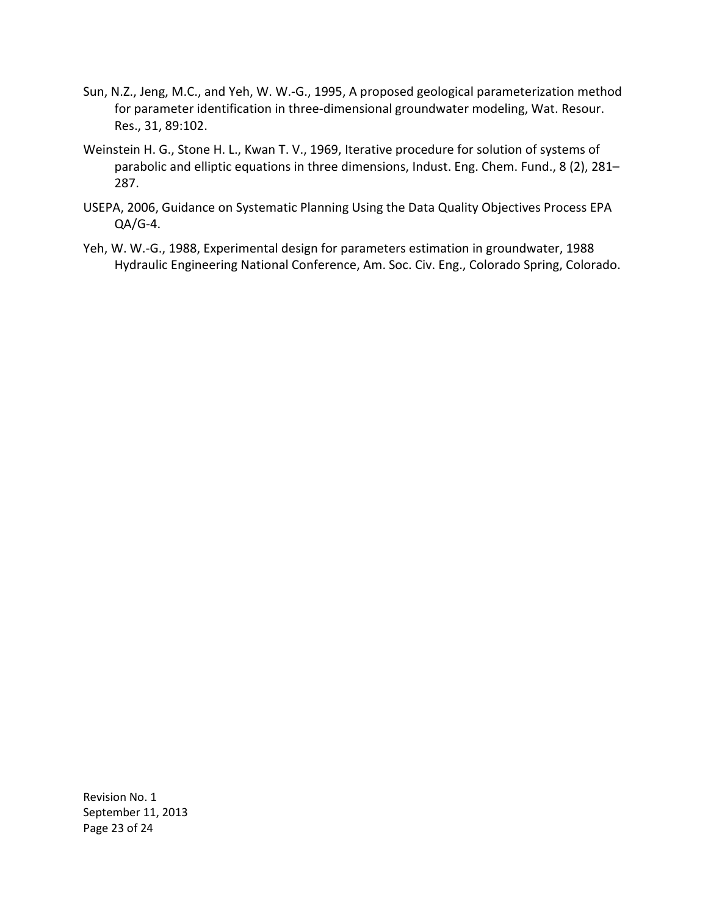Sun, N.Z., Jeng, M.C., and Yeh, W. W.-G., 1995, A proposed geological parameterization method for parameter identification in three-dimensional groundwater modeling, Wat. Resour. Res., 31, 89:102.

Weinstein H. G., Stone H. L., Kwan T. V., 1969, Iterative procedure for solution of systems of parabolic and elliptic equations in three dimensions, Indust. Eng. Chem. Fund., 8 (2), 281–287.

USEPA, 2006, Guidance on Systematic Planning Using the Data Quality Objectives Process EPA QA/G-4.

Yeh, W. W.-G., 1988, Experimental design for parameters estimation in groundwater, 1988 Hydraulic Engineering National Conference, Am. Soc. Civ. Eng., Colorado Spring, Colorado.

Revision No. 1
September 11, 2013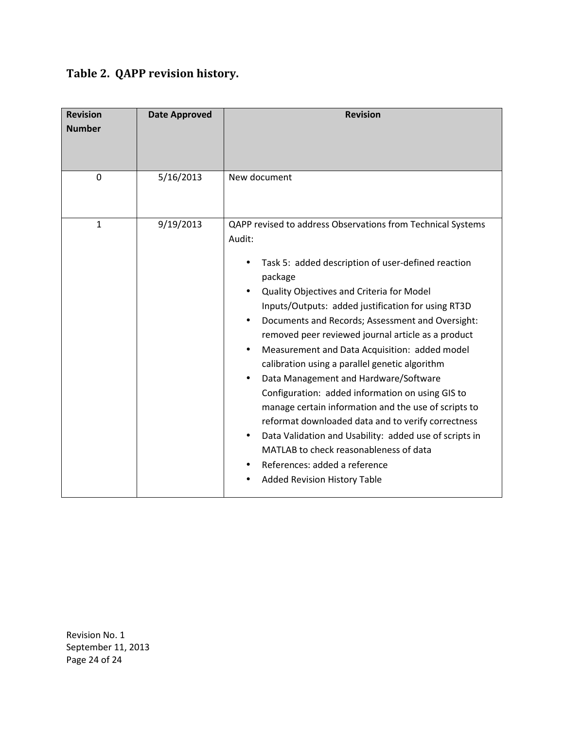**Table 2. QAPP revision history.**

| Revision Number | Date Approved | Revision |
|---|---|---|
| 0 | 5/16/2013 | New document |
| 1 | 9/19/2013 | QAPP revised to address Observations from Technical Systems Audit:<br>• Task 5: added description of user-defined reaction package<br>• Quality Objectives and Criteria for Model Inputs/Outputs: added justification for using RT3D<br>• Documents and Records; Assessment and Oversight: removed peer reviewed journal article as a product<br>• Measurement and Data Acquisition: added model calibration using a parallel genetic algorithm<br>• Data Management and Hardware/Software Configuration: added information on using GIS to manage certain information and the use of scripts to reformat downloaded data and to verify correctness<br>• Data Validation and Usability: added use of scripts in MATLAB to check reasonableness of data<br>• References: added a reference<br>• Added Revision History Table |